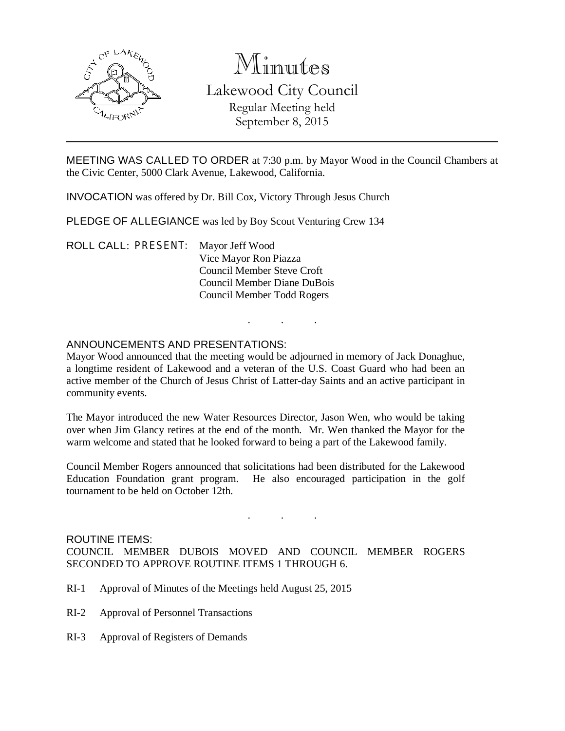# Minutes

## Lakewood City Council

Regular Meeting held
September 8, 2015

---

MEETING WAS CALLED TO ORDER at 7:30 p.m. by Mayor Wood in the Council Chambers at the Civic Center, 5000 Clark Avenue, Lakewood, California.

INVOCATION was offered by Dr. Bill Cox, Victory Through Jesus Church

PLEDGE OF ALLEGIANCE was led by Boy Scout Venturing Crew 134

ROLL CALL: PRESENT: Mayor Jeff Wood
Vice Mayor Ron Piazza
Council Member Steve Croft
Council Member Diane DuBois
Council Member Todd Rogers

. . .

ANNOUNCEMENTS AND PRESENTATIONS:

Mayor Wood announced that the meeting would be adjourned in memory of Jack Donaghue, a longtime resident of Lakewood and a veteran of the U.S. Coast Guard who had been an active member of the Church of Jesus Christ of Latter-day Saints and an active participant in community events.

The Mayor introduced the new Water Resources Director, Jason Wen, who would be taking over when Jim Glancy retires at the end of the month. Mr. Wen thanked the Mayor for the warm welcome and stated that he looked forward to being a part of the Lakewood family.

Council Member Rogers announced that solicitations had been distributed for the Lakewood Education Foundation grant program. He also encouraged participation in the golf tournament to be held on October 12th.

. . .

ROUTINE ITEMS:

COUNCIL MEMBER DUBOIS MOVED AND COUNCIL MEMBER ROGERS SECONDED TO APPROVE ROUTINE ITEMS 1 THROUGH 6.

RI-1 Approval of Minutes of the Meetings held August 25, 2015

RI-2 Approval of Personnel Transactions

RI-3 Approval of Registers of Demands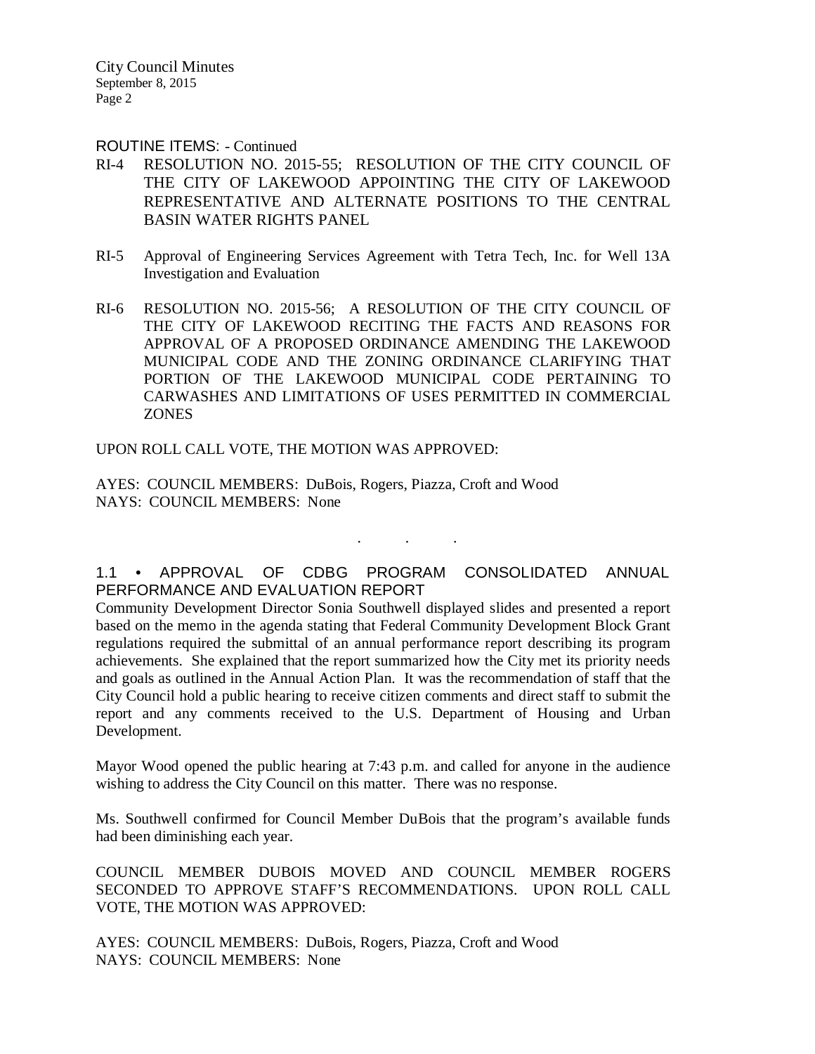ROUTINE ITEMS: - Continued

RI-4 RESOLUTION NO. 2015-55; RESOLUTION OF THE CITY COUNCIL OF THE CITY OF LAKEWOOD APPOINTING THE CITY OF LAKEWOOD REPRESENTATIVE AND ALTERNATE POSITIONS TO THE CENTRAL BASIN WATER RIGHTS PANEL

RI-5 Approval of Engineering Services Agreement with Tetra Tech, Inc. for Well 13A Investigation and Evaluation

RI-6 RESOLUTION NO. 2015-56; A RESOLUTION OF THE CITY COUNCIL OF THE CITY OF LAKEWOOD RECITING THE FACTS AND REASONS FOR APPROVAL OF A PROPOSED ORDINANCE AMENDING THE LAKEWOOD MUNICIPAL CODE AND THE ZONING ORDINANCE CLARIFYING THAT PORTION OF THE LAKEWOOD MUNICIPAL CODE PERTAINING TO CARWASHES AND LIMITATIONS OF USES PERMITTED IN COMMERCIAL ZONES

UPON ROLL CALL VOTE, THE MOTION WAS APPROVED:

AYES: COUNCIL MEMBERS: DuBois, Rogers, Piazza, Croft and Wood
NAYS: COUNCIL MEMBERS: None

. . .

1.1 • APPROVAL OF CDBG PROGRAM CONSOLIDATED ANNUAL PERFORMANCE AND EVALUATION REPORT

Community Development Director Sonia Southwell displayed slides and presented a report based on the memo in the agenda stating that Federal Community Development Block Grant regulations required the submittal of an annual performance report describing its program achievements. She explained that the report summarized how the City met its priority needs and goals as outlined in the Annual Action Plan. It was the recommendation of staff that the City Council hold a public hearing to receive citizen comments and direct staff to submit the report and any comments received to the U.S. Department of Housing and Urban Development.

Mayor Wood opened the public hearing at 7:43 p.m. and called for anyone in the audience wishing to address the City Council on this matter. There was no response.

Ms. Southwell confirmed for Council Member DuBois that the program's available funds had been diminishing each year.

COUNCIL MEMBER DUBOIS MOVED AND COUNCIL MEMBER ROGERS SECONDED TO APPROVE STAFF'S RECOMMENDATIONS. UPON ROLL CALL VOTE, THE MOTION WAS APPROVED:

AYES: COUNCIL MEMBERS: DuBois, Rogers, Piazza, Croft and Wood
NAYS: COUNCIL MEMBERS: None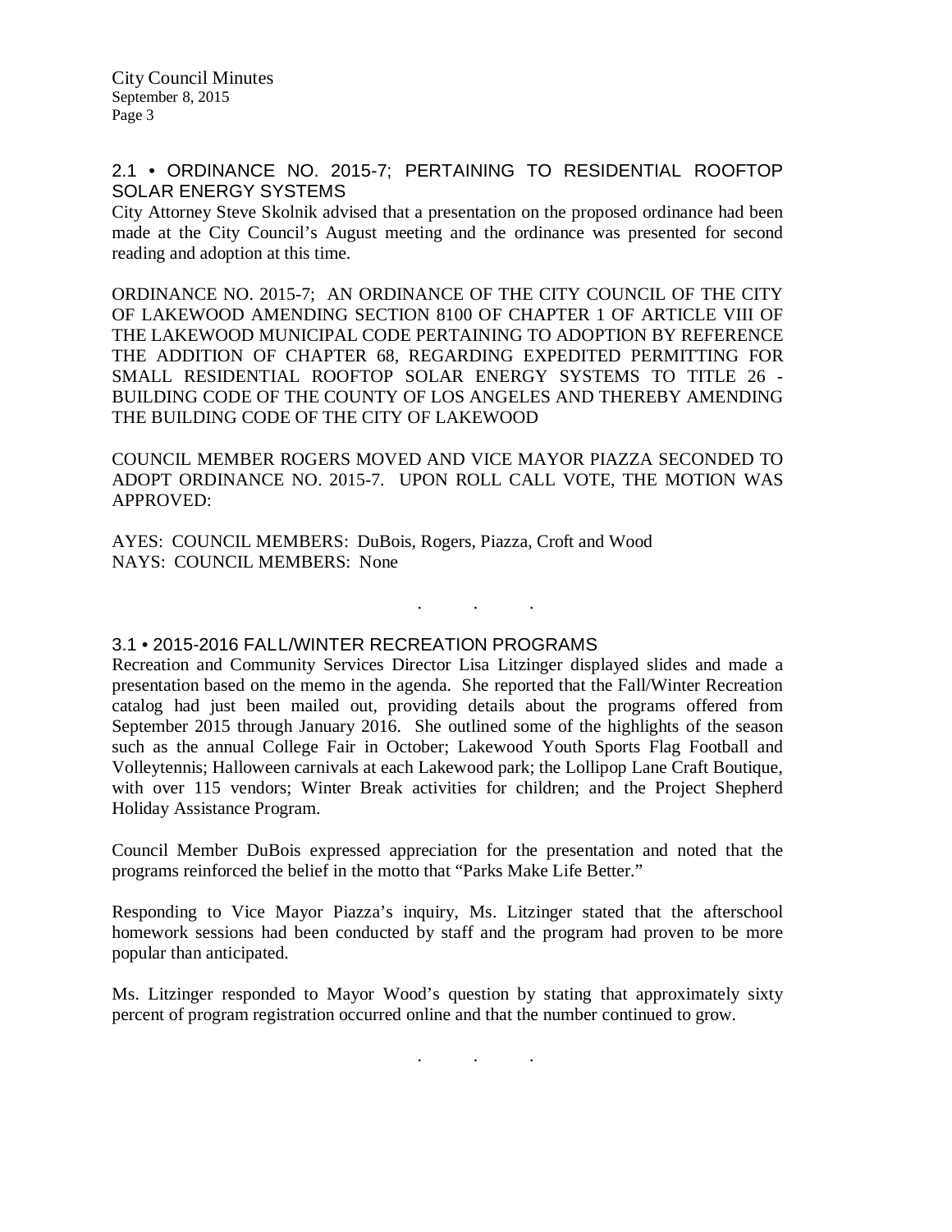## 2.1 • ORDINANCE NO. 2015-7; PERTAINING TO RESIDENTIAL ROOFTOP SOLAR ENERGY SYSTEMS

City Attorney Steve Skolnik advised that a presentation on the proposed ordinance had been made at the City Council's August meeting and the ordinance was presented for second reading and adoption at this time.

ORDINANCE NO. 2015-7; AN ORDINANCE OF THE CITY COUNCIL OF THE CITY OF LAKEWOOD AMENDING SECTION 8100 OF CHAPTER 1 OF ARTICLE VIII OF THE LAKEWOOD MUNICIPAL CODE PERTAINING TO ADOPTION BY REFERENCE THE ADDITION OF CHAPTER 68, REGARDING EXPEDITED PERMITTING FOR SMALL RESIDENTIAL ROOFTOP SOLAR ENERGY SYSTEMS TO TITLE 26 - BUILDING CODE OF THE COUNTY OF LOS ANGELES AND THEREBY AMENDING THE BUILDING CODE OF THE CITY OF LAKEWOOD

COUNCIL MEMBER ROGERS MOVED AND VICE MAYOR PIAZZA SECONDED TO ADOPT ORDINANCE NO. 2015-7. UPON ROLL CALL VOTE, THE MOTION WAS APPROVED:

AYES: COUNCIL MEMBERS: DuBois, Rogers, Piazza, Croft and Wood
NAYS: COUNCIL MEMBERS: None

. . .

## 3.1 • 2015-2016 FALL/WINTER RECREATION PROGRAMS

Recreation and Community Services Director Lisa Litzinger displayed slides and made a presentation based on the memo in the agenda. She reported that the Fall/Winter Recreation catalog had just been mailed out, providing details about the programs offered from September 2015 through January 2016. She outlined some of the highlights of the season such as the annual College Fair in October; Lakewood Youth Sports Flag Football and Volleytennis; Halloween carnivals at each Lakewood park; the Lollipop Lane Craft Boutique, with over 115 vendors; Winter Break activities for children; and the Project Shepherd Holiday Assistance Program.

Council Member DuBois expressed appreciation for the presentation and noted that the programs reinforced the belief in the motto that "Parks Make Life Better."

Responding to Vice Mayor Piazza's inquiry, Ms. Litzinger stated that the afterschool homework sessions had been conducted by staff and the program had proven to be more popular than anticipated.

Ms. Litzinger responded to Mayor Wood's question by stating that approximately sixty percent of program registration occurred online and that the number continued to grow.

. . .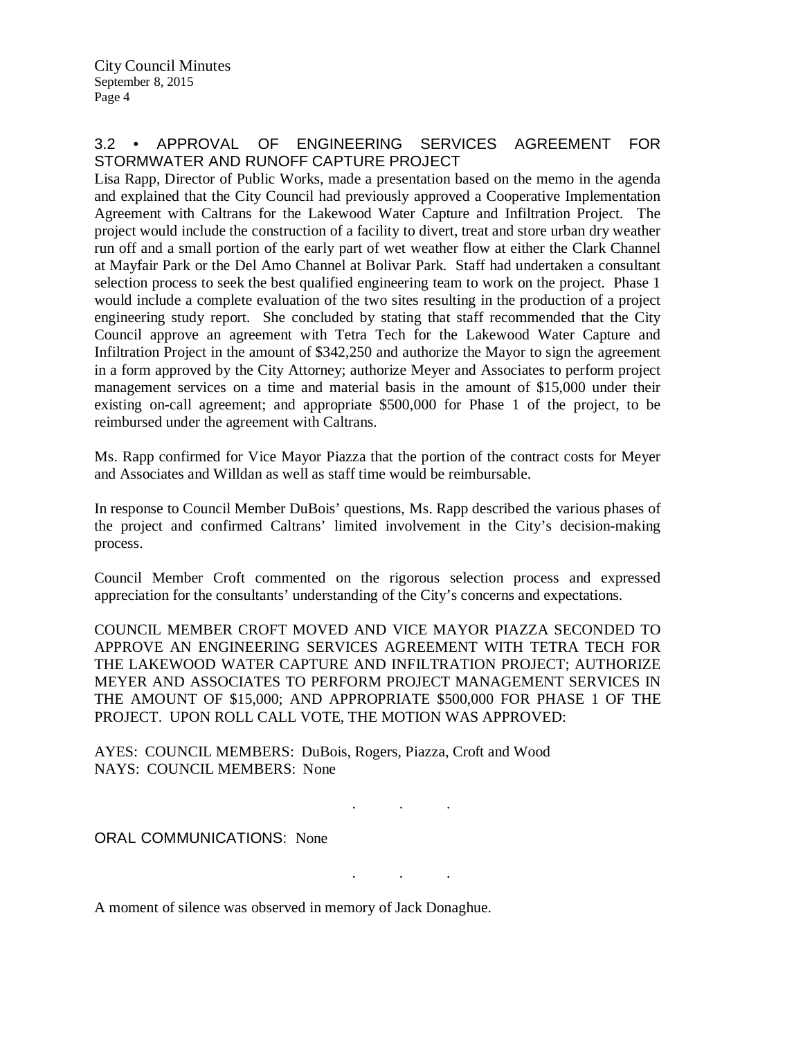### 3.2 • APPROVAL OF ENGINEERING SERVICES AGREEMENT FOR STORMWATER AND RUNOFF CAPTURE PROJECT

Lisa Rapp, Director of Public Works, made a presentation based on the memo in the agenda and explained that the City Council had previously approved a Cooperative Implementation Agreement with Caltrans for the Lakewood Water Capture and Infiltration Project. The project would include the construction of a facility to divert, treat and store urban dry weather run off and a small portion of the early part of wet weather flow at either the Clark Channel at Mayfair Park or the Del Amo Channel at Bolivar Park. Staff had undertaken a consultant selection process to seek the best qualified engineering team to work on the project. Phase 1 would include a complete evaluation of the two sites resulting in the production of a project engineering study report. She concluded by stating that staff recommended that the City Council approve an agreement with Tetra Tech for the Lakewood Water Capture and Infiltration Project in the amount of $342,250 and authorize the Mayor to sign the agreement in a form approved by the City Attorney; authorize Meyer and Associates to perform project management services on a time and material basis in the amount of $15,000 under their existing on-call agreement; and appropriate $500,000 for Phase 1 of the project, to be reimbursed under the agreement with Caltrans.

Ms. Rapp confirmed for Vice Mayor Piazza that the portion of the contract costs for Meyer and Associates and Willdan as well as staff time would be reimbursable.

In response to Council Member DuBois' questions, Ms. Rapp described the various phases of the project and confirmed Caltrans' limited involvement in the City's decision-making process.

Council Member Croft commented on the rigorous selection process and expressed appreciation for the consultants' understanding of the City's concerns and expectations.

COUNCIL MEMBER CROFT MOVED AND VICE MAYOR PIAZZA SECONDED TO APPROVE AN ENGINEERING SERVICES AGREEMENT WITH TETRA TECH FOR THE LAKEWOOD WATER CAPTURE AND INFILTRATION PROJECT; AUTHORIZE MEYER AND ASSOCIATES TO PERFORM PROJECT MANAGEMENT SERVICES IN THE AMOUNT OF $15,000; AND APPROPRIATE $500,000 FOR PHASE 1 OF THE PROJECT. UPON ROLL CALL VOTE, THE MOTION WAS APPROVED:

AYES: COUNCIL MEMBERS: DuBois, Rogers, Piazza, Croft and Wood
NAYS: COUNCIL MEMBERS: None

. . .

ORAL COMMUNICATIONS: None

. . .

A moment of silence was observed in memory of Jack Donaghue.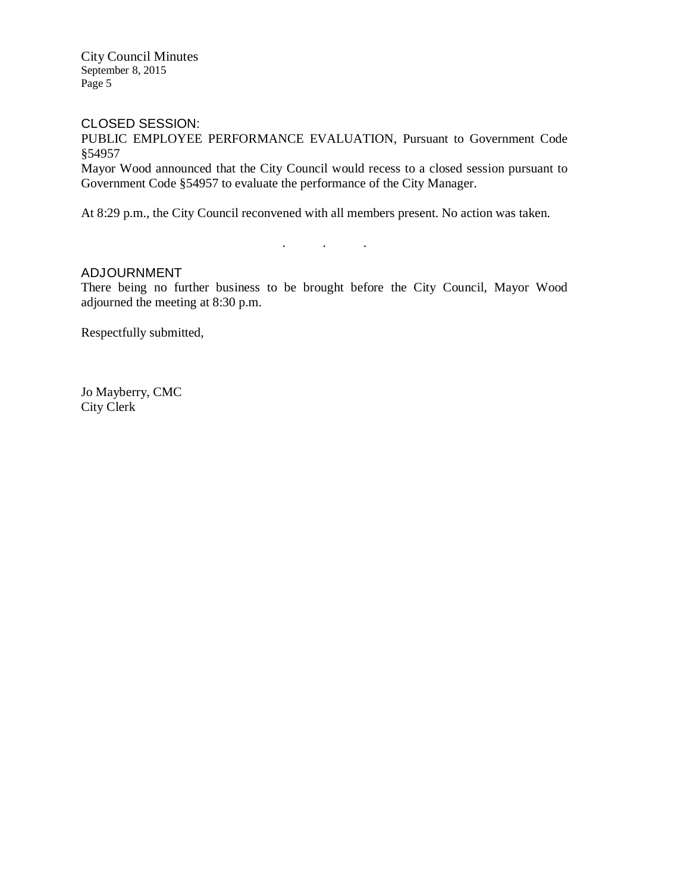## CLOSED SESSION:

PUBLIC EMPLOYEE PERFORMANCE EVALUATION, Pursuant to Government Code §54957

Mayor Wood announced that the City Council would recess to a closed session pursuant to Government Code §54957 to evaluate the performance of the City Manager.

At 8:29 p.m., the City Council reconvened with all members present. No action was taken.

. . .

## ADJOURNMENT

There being no further business to be brought before the City Council, Mayor Wood adjourned the meeting at 8:30 p.m.

Respectfully submitted,

Jo Mayberry, CMC
City Clerk